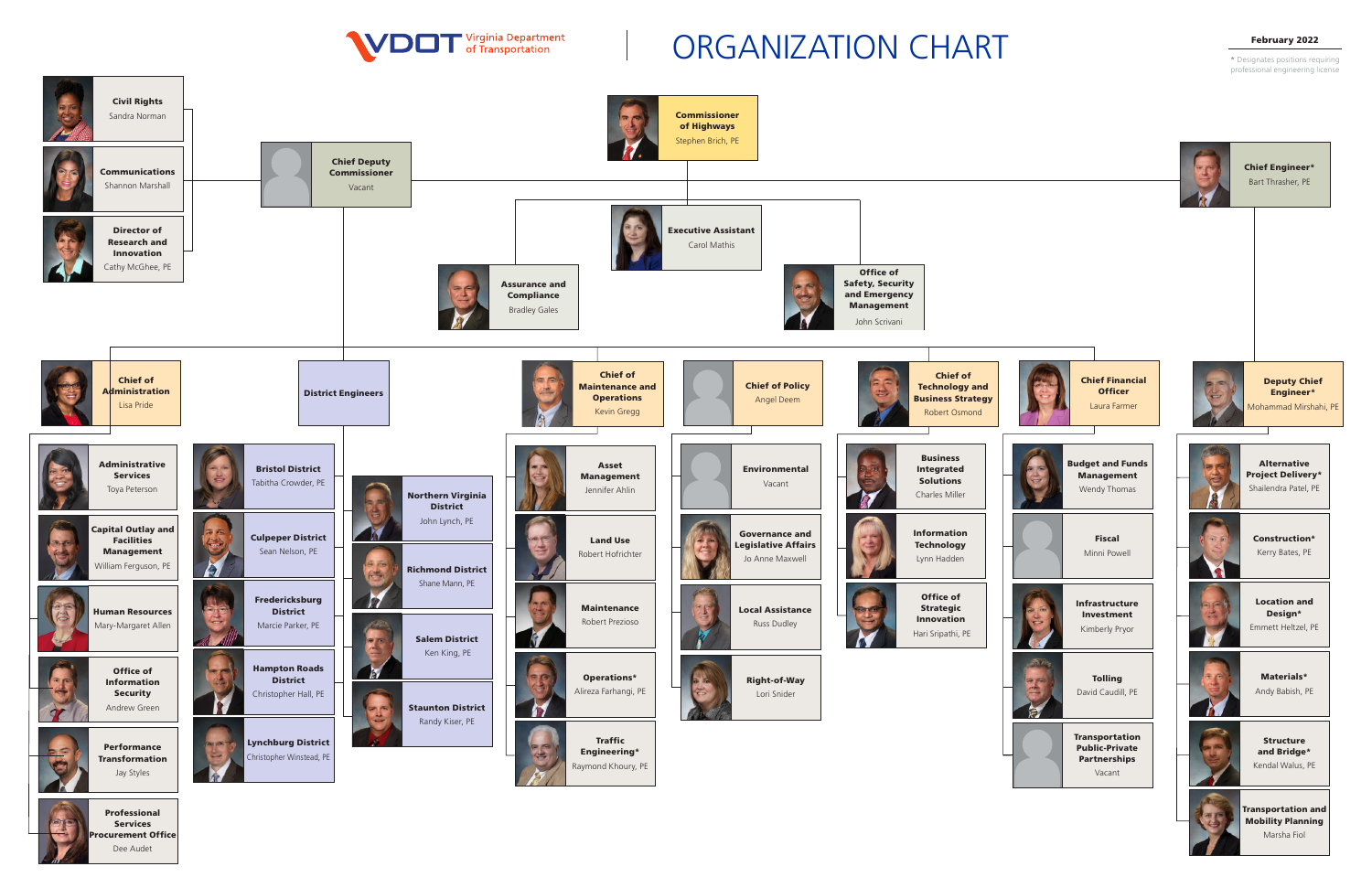# VDOT Virginia Department of Transportation

# ORGANIZATION CHART

**February 2022**

\* Designates positions requiring professional engineering license

## Commissioner of Highways
Stephen Brich, PE

- **Executive Assistant** – Carol Mathis
- **Assurance and Compliance** – Bradley Gales
- **Office of Safety, Security and Emergency Management** – John Scrivani

## Chief Deputy Commissioner
Vacant

- **Civil Rights** – Sandra Norman
- **Communications** – Shannon Marshall
- **Director of Research and Innovation** – Cathy McGhee, PE

## Chief Engineer*
Bart Thrasher, PE

### Chief of Administration
Lisa Pride

- **Administrative Services** – Toya Peterson
- **Capital Outlay and Facilities Management** – William Ferguson, PE
- **Human Resources** – Mary-Margaret Allen
- **Office of Information Security** – Andrew Green
- **Performance Transformation** – Jay Styles
- **Professional Services Procurement Office** – Dee Audet

### District Engineers

- **Bristol District** – Tabitha Crowder, PE
- **Culpeper District** – Sean Nelson, PE
- **Fredericksburg District** – Marcie Parker, PE
- **Hampton Roads District** – Christopher Hall, PE
- **Lynchburg District** – Christopher Winstead, PE
- **Northern Virginia District** – John Lynch, PE
- **Richmond District** – Shane Mann, PE
- **Salem District** – Ken King, PE
- **Staunton District** – Randy Kiser, PE

### Chief of Maintenance and Operations
Kevin Gregg

- **Asset Management** – Jennifer Ahlin
- **Land Use** – Robert Hofrichter
- **Maintenance** – Robert Prezioso
- **Operations*** – Alireza Farhangi, PE
- **Traffic Engineering*** – Raymond Khoury, PE

### Chief of Policy
Angel Deem

- **Environmental** – Vacant
- **Governance and Legislative Affairs** – Jo Anne Maxwell
- **Local Assistance** – Russ Dudley
- **Right-of-Way** – Lori Snider

### Chief of Technology and Business Strategy
Robert Osmond

- **Business Integrated Solutions** – Charles Miller
- **Information Technology** – Lynn Hadden
- **Office of Strategic Innovation** – Hari Sripathi, PE

### Chief Financial Officer
Laura Farmer

- **Budget and Funds Management** – Wendy Thomas
- **Fiscal** – Minni Powell
- **Infrastructure Investment** – Kimberly Pryor
- **Tolling** – David Caudill, PE
- **Transportation Public-Private Partnerships** – Vacant

### Deputy Chief Engineer*
Mohammad Mirshahi, PE

- **Alternative Project Delivery*** – Shailendra Patel, PE
- **Construction*** – Kerry Bates, PE
- **Location and Design*** – Emmett Heltzel, PE
- **Materials*** – Andy Babish, PE
- **Structure and Bridge*** – Kendal Walus, PE
- **Transportation and Mobility Planning** – Marsha Fiol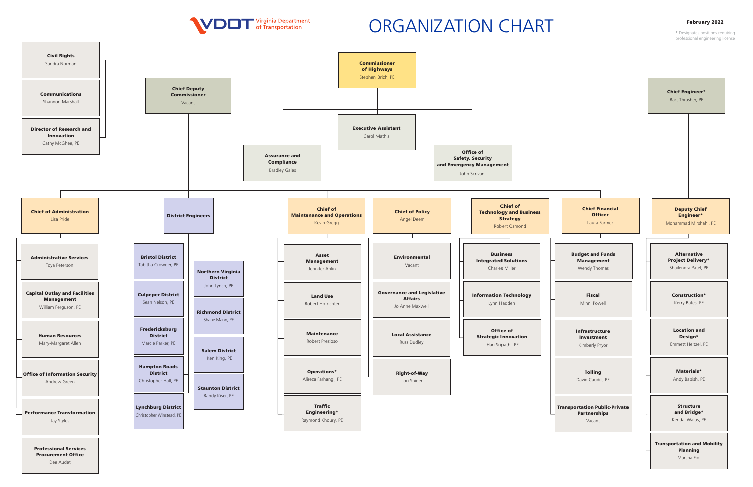VDOT Virginia Department of Transportation

# ORGANIZATION CHART

**February 2022**

* Designates positions requiring professional engineering license

**Commissioner of Highways**
Stephen Brich, PE

**Chief Deputy Commissioner**
Vacant

- **Civil Rights** — Sandra Norman
- **Communications** — Shannon Marshall
- **Director of Research and Innovation** — Cathy McGhee, PE

**Chief Engineer***
Bart Thrasher, PE

**Executive Assistant**
Carol Mathis

**Assurance and Compliance**
Bradley Gales

**Office of Safety, Security and Emergency Management**
John Scrivani

## Chief of Administration
Lisa Pride

- **Administrative Services** — Toya Peterson
- **Capital Outlay and Facilities Management** — William Ferguson, PE
- **Human Resources** — Mary-Margaret Allen
- **Office of Information Security** — Andrew Green
- **Performance Transformation** — Jay Styles
- **Professional Services Procurement Office** — Dee Audet

## District Engineers

- **Bristol District** — Tabitha Crowder, PE
- **Culpeper District** — Sean Nelson, PE
- **Fredericksburg District** — Marcie Parker, PE
- **Hampton Roads District** — Christopher Hall, PE
- **Lynchburg District** — Christopher Winstead, PE
- **Northern Virginia District** — John Lynch, PE
- **Richmond District** — Shane Mann, PE
- **Salem District** — Ken King, PE
- **Staunton District** — Randy Kiser, PE

## Chief of Maintenance and Operations
Kevin Gregg

- **Asset Management** — Jennifer Ahlin
- **Land Use** — Robert Hofrichter
- **Maintenance** — Robert Prezioso
- **Operations*** — Alireza Farhangi, PE
- **Traffic Engineering*** — Raymond Khoury, PE

## Chief of Policy
Angel Deem

- **Environmental** — Vacant
- **Governance and Legislative Affairs** — Jo Anne Maxwell
- **Local Assistance** — Russ Dudley
- **Right-of-Way** — Lori Snider

## Chief of Technology and Business Strategy
Robert Osmond

- **Business Integrated Solutions** — Charles Miller
- **Information Technology** — Lynn Hadden
- **Office of Strategic Innovation** — Hari Sripathi, PE

## Chief Financial Officer
Laura Farmer

- **Budget and Funds Management** — Wendy Thomas
- **Fiscal** — Minni Powell
- **Infrastructure Investment** — Kimberly Pryor
- **Tolling** — David Caudill, PE
- **Transportation Public-Private Partnerships** — Vacant

## Deputy Chief Engineer*
Mohammad Mirshahi, PE

- **Alternative Project Delivery*** — Shailendra Patel, PE
- **Construction*** — Kerry Bates, PE
- **Location and Design*** — Emmett Heltzel, PE
- **Materials*** — Andy Babish, PE
- **Structure and Bridge*** — Kendal Walus, PE
- **Transportation and Mobility Planning** — Marsha Fiol